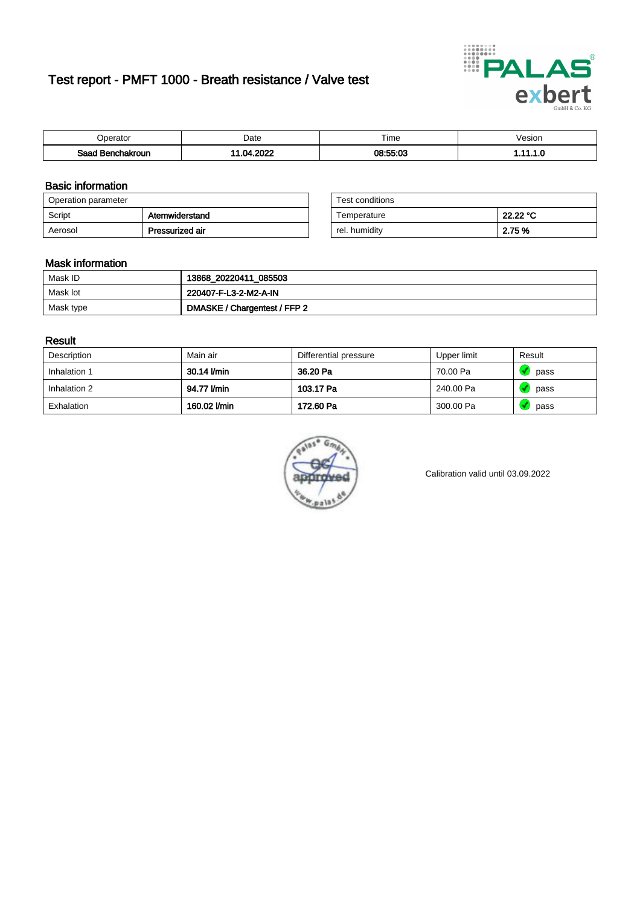# Test report - PMFT 1000 - Breath resistance / Valve test

| Operator | Date | Time | Vesion |
|---|---|---|---|
| **Saad Benchakroun** | **11.04.2022** | **08:55:03** | **1.11.1.0** |

## Basic information

| Operation parameter | |
|---|---|
| Script | **Atemwiderstand** |
| Aerosol | **Pressurized air** |

| Test conditions | |
|---|---|
| Temperature | **22.22 °C** |
| rel. humidity | **2.75 %** |

## Mask information

| | |
|---|---|
| Mask ID | **13868_20220411_085503** |
| Mask lot | **220407-F-L3-2-M2-A-IN** |
| Mask type | **DMASKE / Chargentest / FFP 2** |

## Result

| Description | Main air | Differential pressure | Upper limit | Result |
|---|---|---|---|---|
| Inhalation 1 | **30.14 l/min** | **36.20 Pa** | 70.00 Pa | pass |
| Inhalation 2 | **94.77 l/min** | **103.17 Pa** | 240.00 Pa | pass |
| Exhalation | **160.02 l/min** | **172.60 Pa** | 300.00 Pa | pass |

Calibration valid until 03.09.2022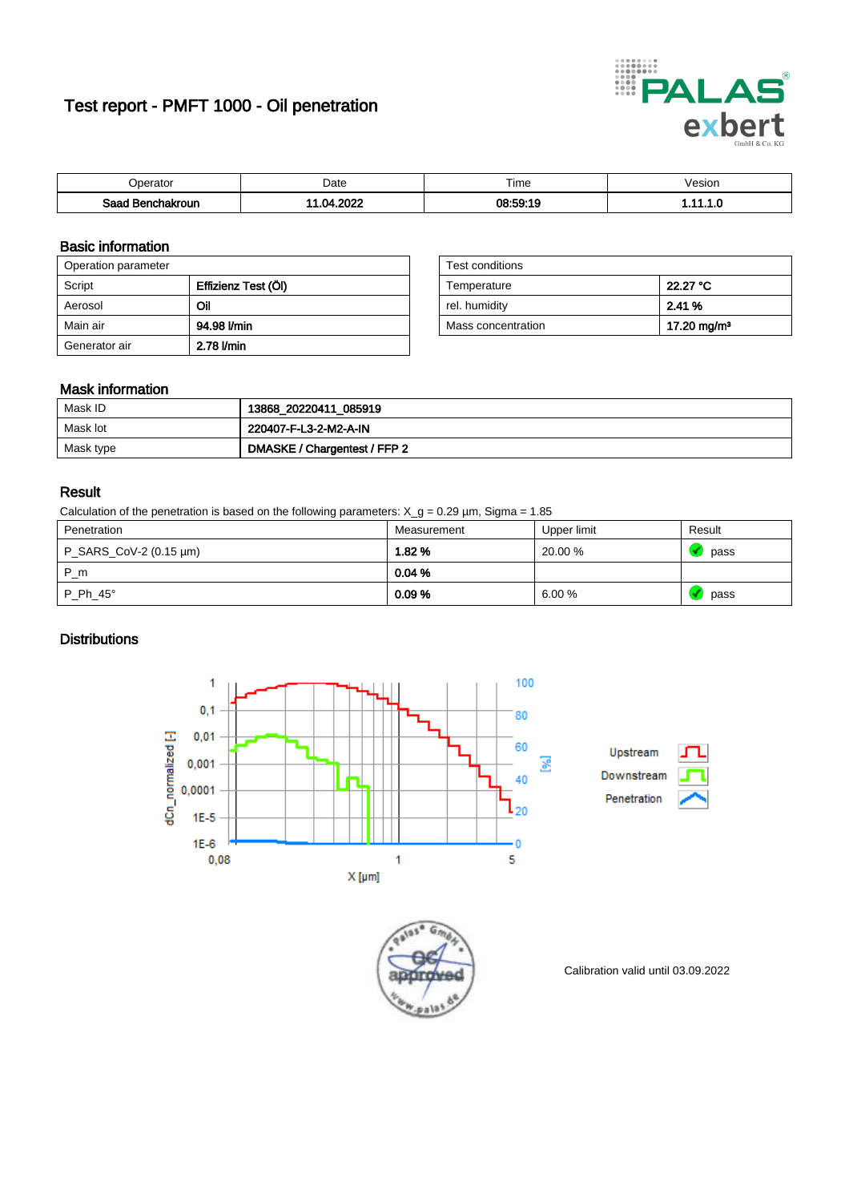# Test report - PMFT 1000 - Oil penetration

PALAS exbert GmbH & Co. KG

| Operator | Date | Time | Vesion |
|---|---|---|---|
| **Saad Benchakroun** | **11.04.2022** | **08:59:19** | **1.11.1.0** |

## Basic information

| Operation parameter | |
|---|---|
| Script | **Effizienz Test (Öl)** |
| Aerosol | **Oil** |
| Main air | **94.98 l/min** |
| Generator air | **2.78 l/min** |

| Test conditions | |
|---|---|
| Temperature | **22.27 °C** |
| rel. humidity | **2.41 %** |
| Mass concentration | **17.20 mg/m³** |

## Mask information

| | |
|---|---|
| Mask ID | **13868_20220411_085919** |
| Mask lot | **220407-F-L3-2-M2-A-IN** |
| Mask type | **DMASKE / Chargentest / FFP 2** |

## Result

Calculation of the penetration is based on the following parameters: $X_g$ = 0.29 µm, Sigma = 1.85

| Penetration | Measurement | Upper limit | Result |
|---|---|---|---|
| P_SARS_CoV-2 (0.15 µm) | **1.82 %** | 20.00 % | pass |
| P_m | **0.04 %** | | |
| P_Ph_45° | **0.09 %** | 6.00 % | pass |

## Distributions

dCn_normalized [-]
1
0,1
0,01
0,001
0,0001
1E-5
1E-6
0,08
1
5
X [µm]
[%]
100
80
60
40
20
0
Upstream
Downstream
Penetration

QC approved
Palas® GmbH
www.palas.de

Calibration valid until 03.09.2022